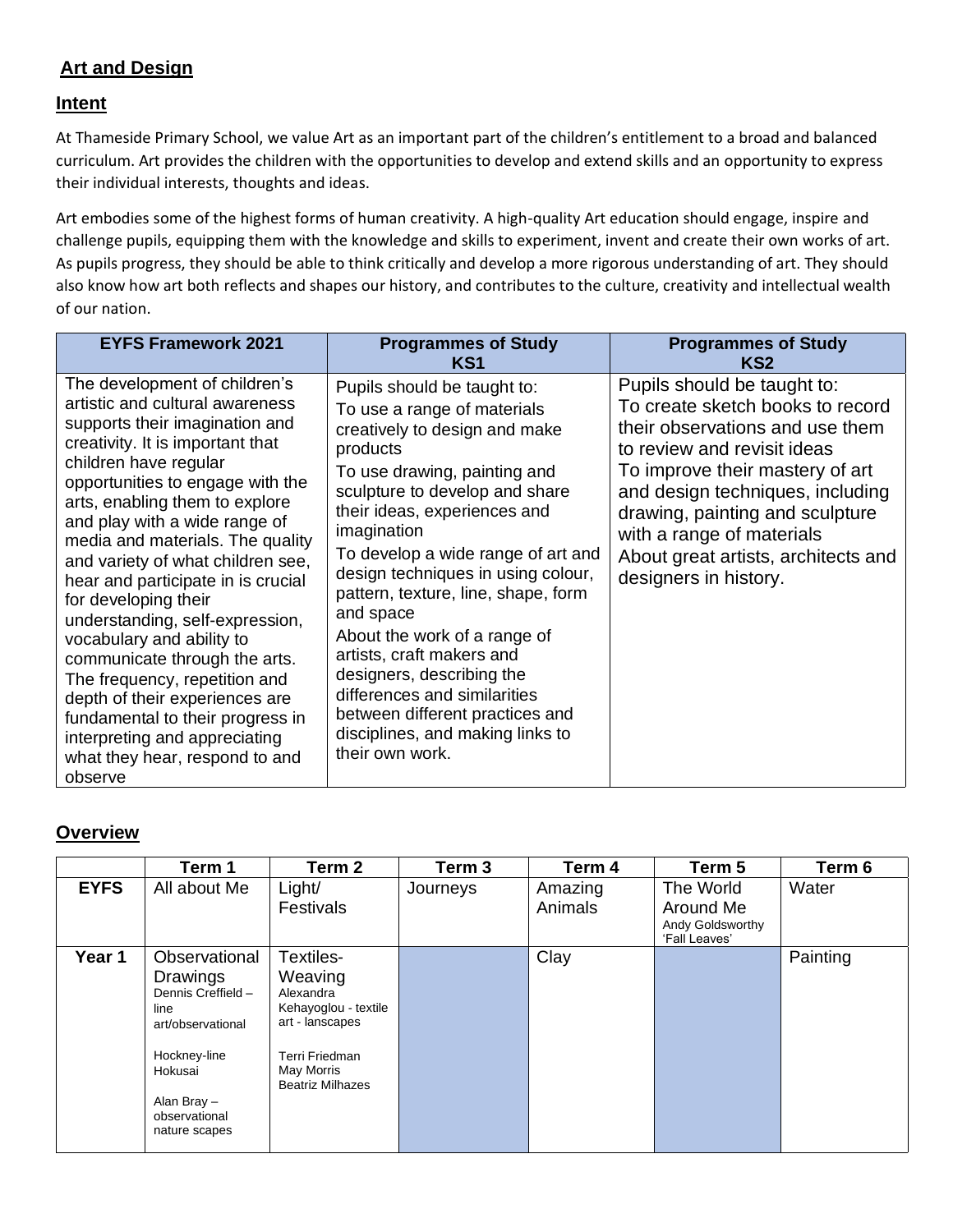## Art and Design

### Intent

At Thameside Primary School, we value Art as an important part of the children's entitlement to a broad and balanced curriculum. Art provides the children with the opportunities to develop and extend skills and an opportunity to express their individual interests, thoughts and ideas.

Art embodies some of the highest forms of human creativity. A high-quality Art education should engage, inspire and challenge pupils, equipping them with the knowledge and skills to experiment, invent and create their own works of art. As pupils progress, they should be able to think critically and develop a more rigorous understanding of art. They should also know how art both reflects and shapes our history, and contributes to the culture, creativity and intellectual wealth of our nation.

| EYFS Framework 2021 | Programmes of Study KS1 | Programmes of Study KS2 |
| --- | --- | --- |
| The development of children's artistic and cultural awareness supports their imagination and creativity. It is important that children have regular opportunities to engage with the arts, enabling them to explore and play with a wide range of media and materials. The quality and variety of what children see, hear and participate in is crucial for developing their understanding, self-expression, vocabulary and ability to communicate through the arts. The frequency, repetition and depth of their experiences are fundamental to their progress in interpreting and appreciating what they hear, respond to and observe | Pupils should be taught to:<br>To use a range of materials creatively to design and make products<br>To use drawing, painting and sculpture to develop and share their ideas, experiences and imagination<br>To develop a wide range of art and design techniques in using colour, pattern, texture, line, shape, form and space<br>About the work of a range of artists, craft makers and designers, describing the differences and similarities between different practices and disciplines, and making links to their own work. | Pupils should be taught to:<br>To create sketch books to record their observations and use them to review and revisit ideas<br>To improve their mastery of art and design techniques, including drawing, painting and sculpture with a range of materials<br>About great artists, architects and designers in history. |

### Overview

| | Term 1 | Term 2 | Term 3 | Term 4 | Term 5 | Term 6 |
| --- | --- | --- | --- | --- | --- | --- |
| **EYFS** | All about Me | Light/ Festivals | Journeys | Amazing Animals | The World Around Me<br>Andy Goldsworthy 'Fall Leaves' | Water |
| **Year 1** | Observational Drawings<br>Dennis Creffield – line art/observational<br><br>Hockney-line<br>Hokusai<br><br>Alan Bray – observational nature scapes | Textiles-Weaving<br>Alexandra Kehayoglou - textile art - lanscapes<br><br>Terri Friedman<br>May Morris<br>Beatriz Milhazes | | Clay | | Painting |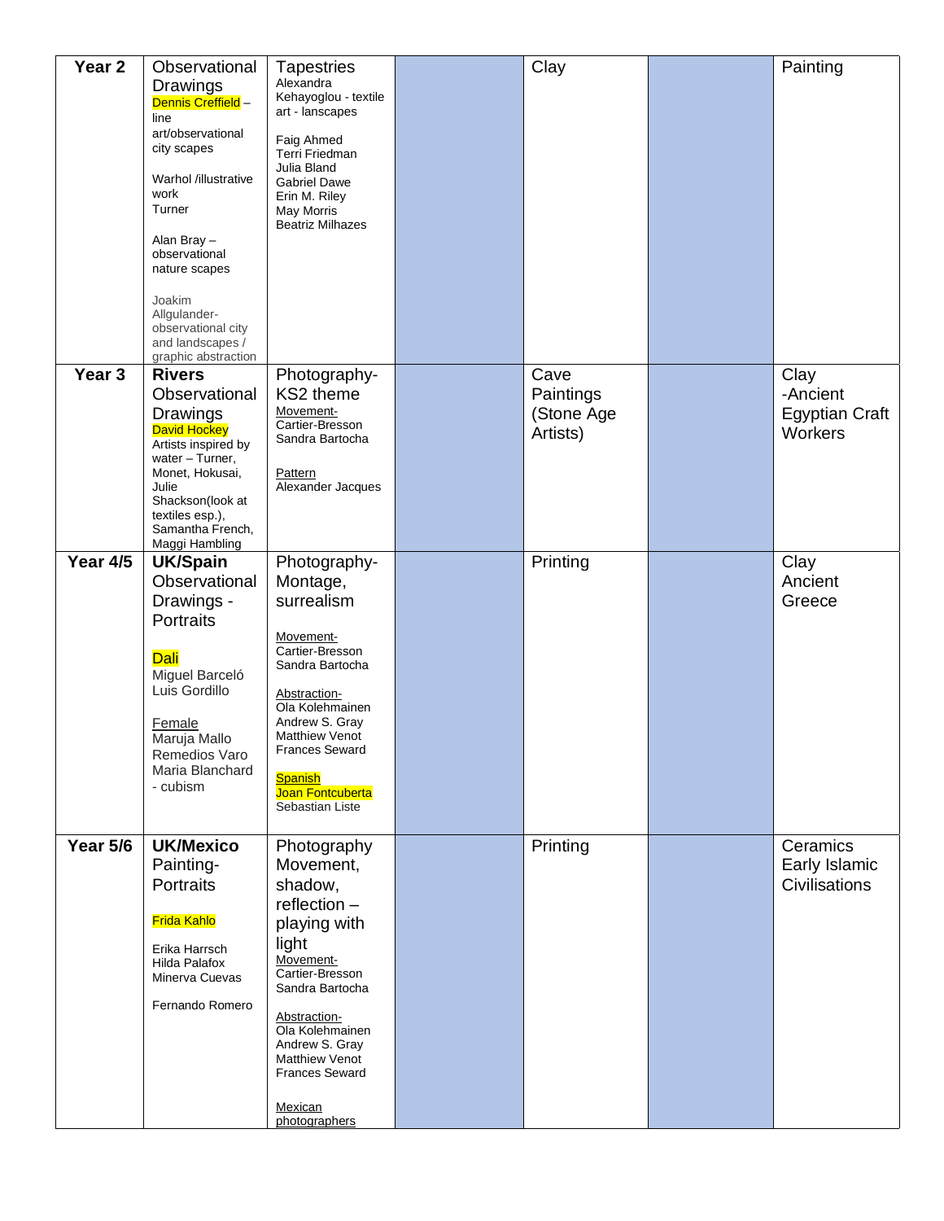| Year 2 | Observational Drawings<br>Dennis Creffield – line art/observational city scapes<br><br>Warhol /illustrative work<br>Turner<br><br>Alan Bray – observational nature scapes<br><br>Joakim Allgulander- observational city and landscapes / graphic abstraction | Tapestries<br>Alexandra Kehayoglou - textile art - lanscapes<br><br>Faig Ahmed<br>Terri Friedman<br>Julia Bland<br>Gabriel Dawe<br>Erin M. Riley<br>May Morris<br>Beatriz Milhazes | | Clay | | Painting |
|---|---|---|---|---|---|---|
| **Year 3** | **Rivers**<br>Observational Drawings<br>David Hockey<br>Artists inspired by water – Turner, Monet, Hokusai, Julie Shackson(look at textiles esp.), Samantha French, Maggi Hambling | Photography- KS2 theme<br>Movement-<br>Cartier-Bresson<br>Sandra Bartocha<br><br>Pattern<br>Alexander Jacques | | Cave Paintings (Stone Age Artists) | | Clay -Ancient Egyptian Craft Workers |
| **Year 4/5** | **UK/Spain**<br>Observational Drawings - Portraits<br><br>Dali<br>Miguel Barceló<br>Luis Gordillo<br><br>Female<br>Maruja Mallo<br>Remedios Varo<br>Maria Blanchard - cubism | Photography- Montage, surrealism<br><br>Movement-<br>Cartier-Bresson<br>Sandra Bartocha<br><br>Abstraction-<br>Ola Kolehmainen<br>Andrew S. Gray<br>Matthiew Venot<br>Frances Seward<br><br>Spanish<br>Joan Fontcuberta<br>Sebastian Liste | | Printing | | Clay Ancient Greece |
| **Year 5/6** | **UK/Mexico**<br>Painting- Portraits<br><br>Frida Kahlo<br><br>Erika Harrsch<br>Hilda Palafox<br>Minerva Cuevas<br><br>Fernando Romero | Photography Movement, shadow, reflection – playing with light<br>Movement-<br>Cartier-Bresson<br>Sandra Bartocha<br><br>Abstraction-<br>Ola Kolehmainen<br>Andrew S. Gray<br>Matthiew Venot<br>Frances Seward<br><br>Mexican photographers | | Printing | | Ceramics Early Islamic Civilisations |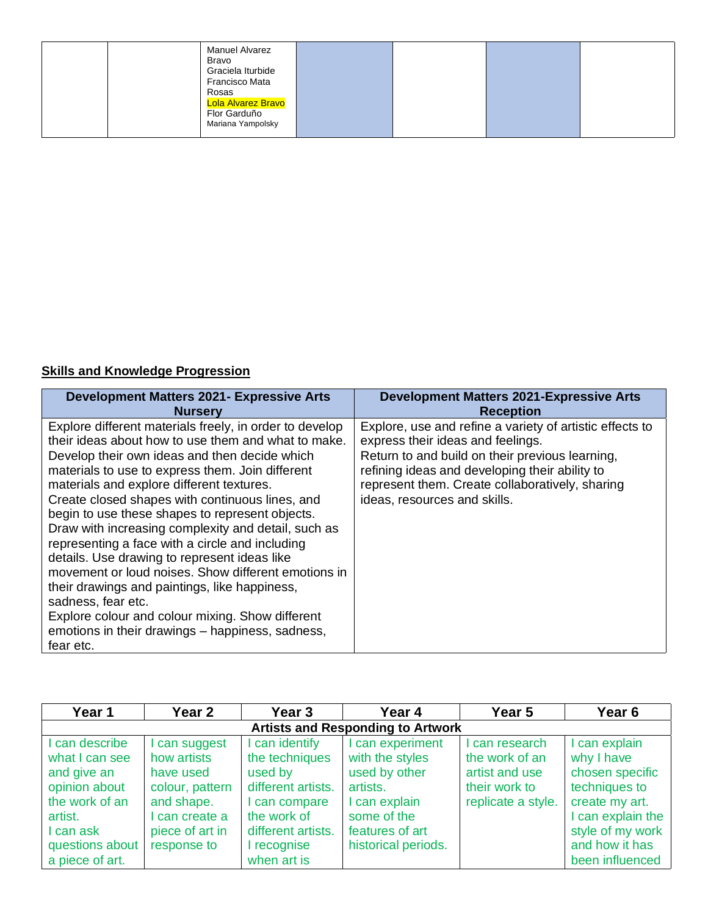| | | | | | | |
|---|---|---|---|---|---|---|
| | | Manuel Alvarez Bravo<br>Graciela Iturbide<br>Francisco Mata Rosas<br>Lola Alvarez Bravo<br>Flor Garduño<br>Mariana Yampolsky | | | | |

## Skills and Knowledge Progression

| Development Matters 2021- Expressive Arts Nursery | Development Matters 2021-Expressive Arts Reception |
|---|---|
| Explore different materials freely, in order to develop their ideas about how to use them and what to make. Develop their own ideas and then decide which materials to use to express them. Join different materials and explore different textures.<br>Create closed shapes with continuous lines, and begin to use these shapes to represent objects. Draw with increasing complexity and detail, such as representing a face with a circle and including details. Use drawing to represent ideas like movement or loud noises. Show different emotions in their drawings and paintings, like happiness, sadness, fear etc.<br>Explore colour and colour mixing. Show different emotions in their drawings – happiness, sadness, fear etc. | Explore, use and refine a variety of artistic effects to express their ideas and feelings.<br>Return to and build on their previous learning, refining ideas and developing their ability to represent them. Create collaboratively, sharing ideas, resources and skills. |

| Year 1 | Year 2 | Year 3 | Year 4 | Year 5 | Year 6 |
|---|---|---|---|---|---|
| **Artists and Responding to Artwork** | | | | | |
| I can describe what I can see and give an opinion about the work of an artist.<br>I can ask questions about a piece of art. | I can suggest how artists have used colour, pattern and shape.<br>I can create a piece of art in response to | I can identify the techniques used by different artists.<br>I can compare the work of different artists.<br>I recognise when art is | I can experiment with the styles used by other artists.<br>I can explain some of the features of art historical periods. | I can research the work of an artist and use their work to replicate a style. | I can explain why I have chosen specific techniques to create my art.<br>I can explain the style of my work and how it has been influenced |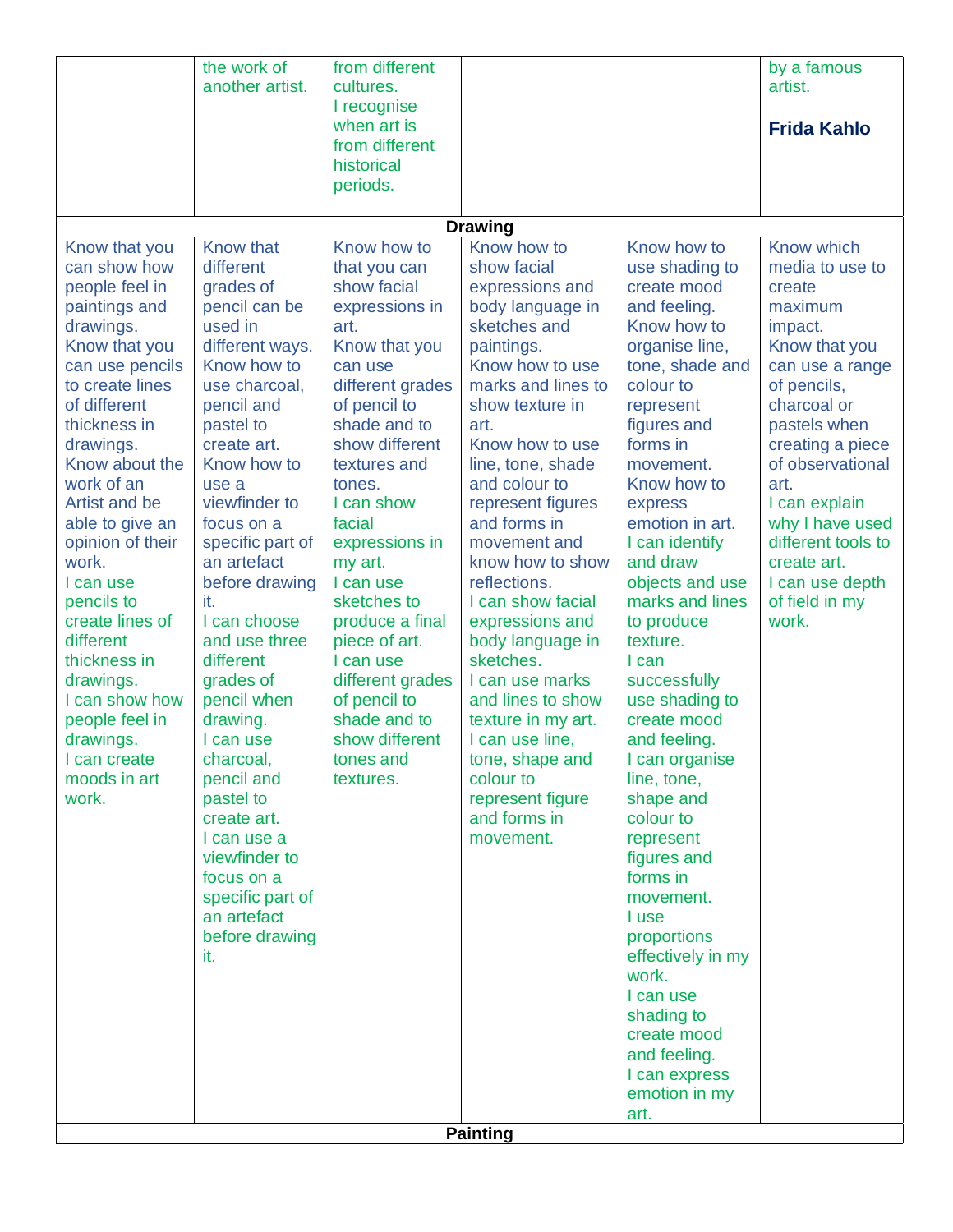|  |  |  |  |  |  |
|---|---|---|---|---|---|
|  | the work of another artist. | from different cultures. I recognise when art is from different historical periods. |  |  | by a famous artist. **Frida Kahlo** |
| **Drawing** | | | | | |
| Know that you can show how people feel in paintings and drawings. Know that you can use pencils to create lines of different thickness in drawings. Know about the work of an Artist and be able to give an opinion of their work. I can use pencils to create lines of different thickness in drawings. I can show how people feel in drawings. I can create moods in art work. | Know that different grades of pencil can be used in different ways. Know how to use charcoal, pencil and pastel to create art. Know how to use a viewfinder to focus on a specific part of an artefact before drawing it. I can choose and use three different grades of pencil when drawing. I can use charcoal, pencil and pastel to create art. I can use a viewfinder to focus on a specific part of an artefact before drawing it. | Know how to that you can show facial expressions in art. Know that you can use different grades of pencil to shade and to show different textures and tones. I can show facial expressions in my art. I can use sketches to produce a final piece of art. I can use different grades of pencil to shade and to show different tones and textures. | Know how to show facial expressions and body language in sketches and paintings. Know how to use marks and lines to show texture in art. Know how to use line, tone, shade and colour to represent figures and forms in movement and know how to show reflections. I can show facial expressions and body language in sketches. I can use marks and lines to show texture in my art. I can use line, tone, shape and colour to represent figure and forms in movement. | Know how to use shading to create mood and feeling. Know how to organise line, tone, shade and colour to represent figures and forms in movement. Know how to express emotion in art. I can identify and draw objects and use marks and lines to produce texture. I can successfully use shading to create mood and feeling. I can organise line, tone, shape and colour to represent figures and forms in movement. I use proportions effectively in my work. I can use shading to create mood and feeling. I can express emotion in my art. | Know which media to use to create maximum impact. Know that you can use a range of pencils, charcoal or pastels when creating a piece of observational art. I can explain why I have used different tools to create art. I can use depth of field in my work. |
| **Painting** | | | | | |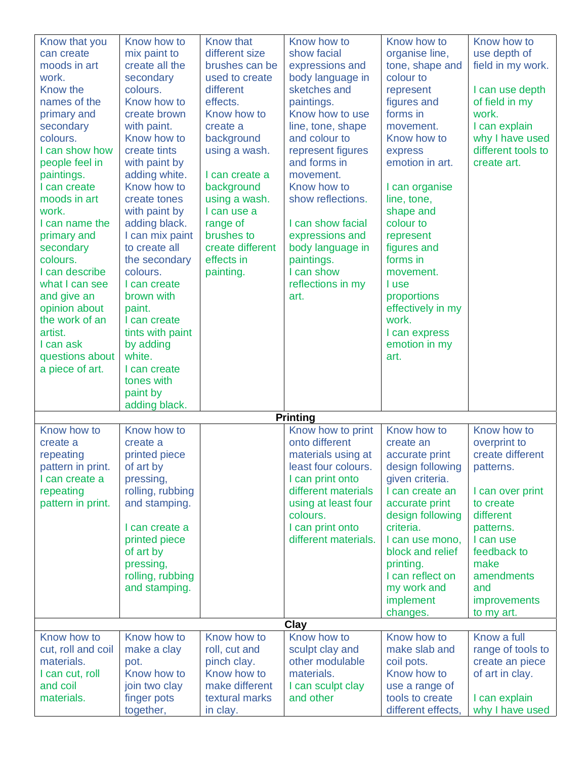| | | | | | |
|---|---|---|---|---|---|
| Know that you can create moods in art work.<br>Know the names of the primary and secondary colours.<br>I can show how people feel in paintings.<br>I can create moods in art work.<br>I can name the primary and secondary colours.<br>I can describe what I can see and give an opinion about the work of an artist.<br>I can ask questions about a piece of art. | Know how to mix paint to create all the secondary colours.<br>Know how to create brown with paint.<br>Know how to create tints with paint by adding white.<br>Know how to create tones with paint by adding black.<br>I can mix paint to create all the secondary colours.<br>I can create brown with paint.<br>I can create tints with paint by adding white.<br>I can create tones with paint by adding black. | Know that different size brushes can be used to create different effects.<br>Know how to create a background using a wash.<br><br>I can create a background using a wash.<br>I can use a range of brushes to create different effects in painting. | Know how to show facial expressions and body language in sketches and paintings.<br>Know how to use line, tone, shape and colour to represent figures and forms in movement.<br>Know how to show reflections.<br><br>I can show facial expressions and body language in paintings.<br>I can show reflections in my art. | Know how to organise line, tone, shape and colour to represent figures and forms in movement.<br>Know how to express emotion in art.<br><br>I can organise line, tone, shape and colour to represent figures and forms in movement.<br>I use proportions effectively in my work.<br>I can express emotion in my art. | Know how to use depth of field in my work.<br><br>I can use depth of field in my work.<br>I can explain why I have used different tools to create art. |
| **Printing** | | | | | |
| Know how to create a repeating pattern in print.<br>I can create a repeating pattern in print. | Know how to create a printed piece of art by pressing, rolling, rubbing and stamping.<br><br>I can create a printed piece of art by pressing, rolling, rubbing and stamping. | | Know how to print onto different materials using at least four colours.<br>I can print onto different materials using at least four colours.<br>I can print onto different materials. | Know how to create an accurate print design following given criteria.<br>I can create an accurate print design following criteria.<br>I can use mono, block and relief printing.<br>I can reflect on my work and implement changes. | Know how to overprint to create different patterns.<br><br>I can over print to create different patterns.<br>I can use feedback to make amendments and improvements to my art. |
| **Clay** | | | | | |
| Know how to cut, roll and coil materials.<br>I can cut, roll and coil materials. | Know how to make a clay pot.<br>Know how to join two clay finger pots together, | Know how to roll, cut and pinch clay.<br>Know how to make different textural marks in clay. | Know how to sculpt clay and other modulable materials.<br>I can sculpt clay and other | Know how to make slab and coil pots.<br>Know how to use a range of tools to create different effects, | Know a full range of tools to create an piece of art in clay.<br><br>I can explain why I have used |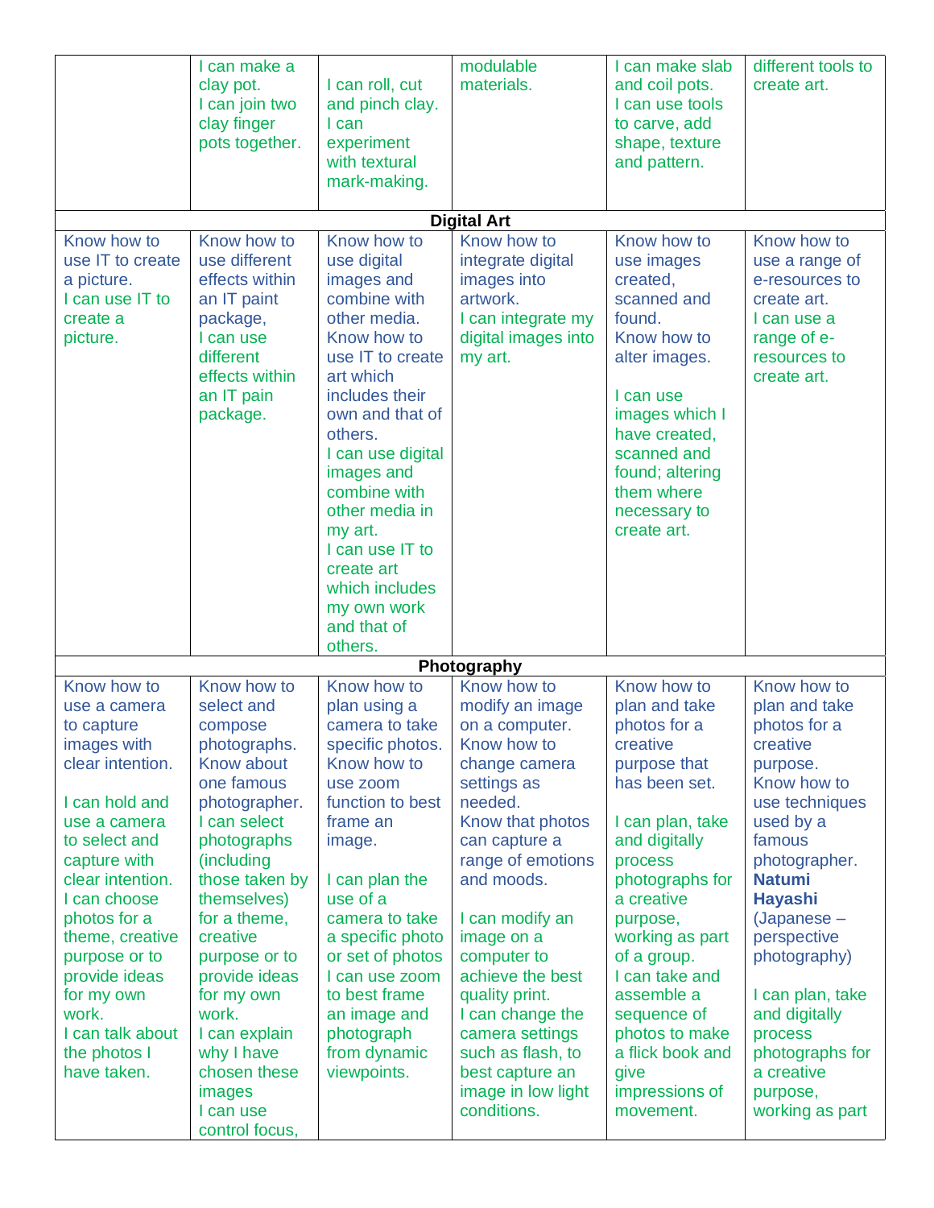| | | | | | |
|---|---|---|---|---|---|
| | I can make a clay pot.<br>I can join two clay finger pots together. | I can roll, cut and pinch clay.<br>I can experiment with textural mark-making. | modulable materials. | I can make slab and coil pots.<br>I can use tools to carve, add shape, texture and pattern. | different tools to create art. |
| **Digital Art** | | | | | |
| Know how to use IT to create a picture.<br>I can use IT to create a picture. | Know how to use different effects within an IT paint package,<br>I can use different effects within an IT pain package. | Know how to use digital images and combine with other media.<br>Know how to use IT to create art which includes their own and that of others.<br>I can use digital images and combine with other media in my art.<br>I can use IT to create art which includes my own work and that of others. | Know how to integrate digital images into artwork.<br>I can integrate my digital images into my art. | Know how to use images created, scanned and found.<br>Know how to alter images.<br><br>I can use images which I have created, scanned and found; altering them where necessary to create art. | Know how to use a range of e-resources to create art.<br>I can use a range of e-resources to create art. |
| **Photography** | | | | | |
| Know how to use a camera to capture images with clear intention.<br><br>I can hold and use a camera to select and capture with clear intention.<br>I can choose photos for a theme, creative purpose or to provide ideas for my own work.<br>I can talk about the photos I have taken. | Know how to select and compose photographs.<br>Know about one famous photographer.<br>I can select photographs (including those taken by themselves) for a theme, creative purpose or to provide ideas for my own work.<br>I can explain why I have chosen these images<br>I can use control focus, | Know how to plan using a camera to take specific photos.<br>Know how to use zoom function to best frame an image.<br><br>I can plan the use of a camera to take a specific photo or set of photos<br>I can use zoom to best frame an image and photograph from dynamic viewpoints. | Know how to modify an image on a computer.<br>Know how to change camera settings as needed.<br>Know that photos can capture a range of emotions and moods.<br><br>I can modify an image on a computer to achieve the best quality print.<br>I can change the camera settings such as flash, to best capture an image in low light conditions. | Know how to plan and take photos for a creative purpose that has been set.<br><br>I can plan, take and digitally process photographs for a creative purpose, working as part of a group.<br>I can take and assemble a sequence of photos to make a flick book and give impressions of movement. | Know how to plan and take photos for a creative purpose.<br>Know how to use techniques used by a famous photographer.<br>**Natumi Hayashi** (Japanese – perspective photography)<br><br>I can plan, take and digitally process photographs for a creative purpose, working as part |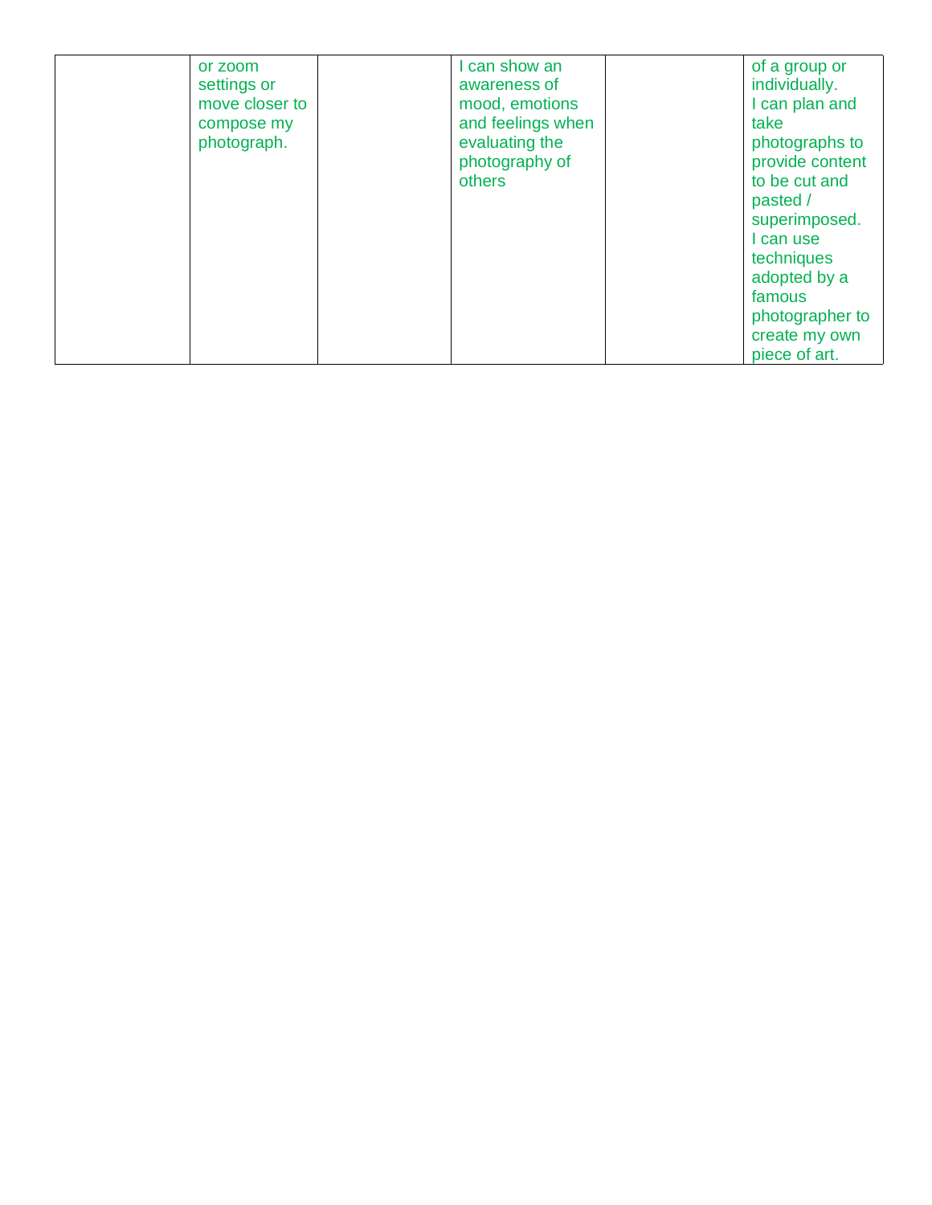| | | | | | |
|---|---|---|---|---|---|
| | or zoom settings or move closer to compose my photograph. | | I can show an awareness of mood, emotions and feelings when evaluating the photography of others | | of a group or individually. I can plan and take photographs to provide content to be cut and pasted / superimposed. I can use techniques adopted by a famous photographer to create my own piece of art. |